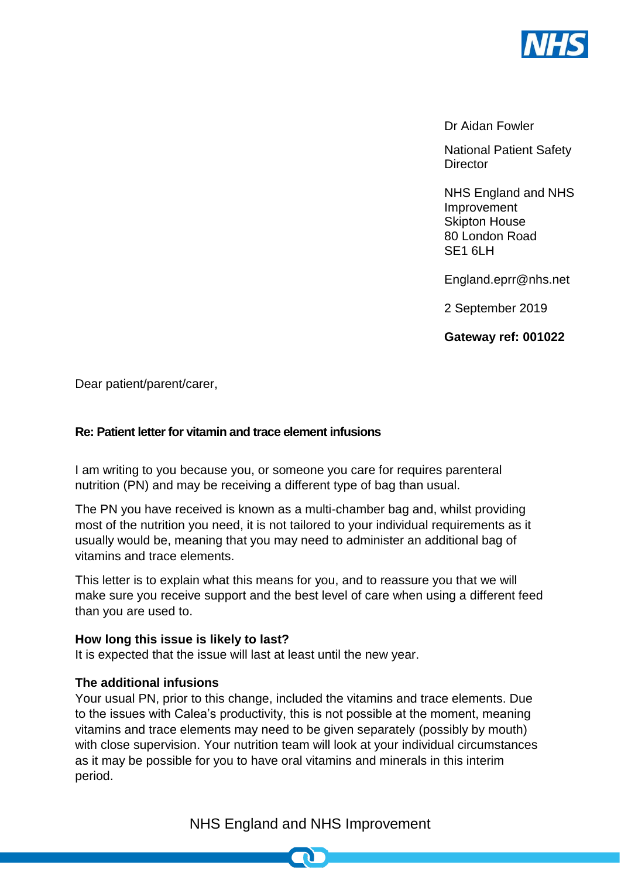Dr Aidan Fowler

National Patient Safety Director

NHS England and NHS Improvement
Skipton House
80 London Road
SE1 6LH

England.eprr@nhs.net

2 September 2019

**Gateway ref: 001022**

Dear patient/parent/carer,

**Re: Patient letter for vitamin and trace element infusions**

I am writing to you because you, or someone you care for requires parenteral nutrition (PN) and may be receiving a different type of bag than usual.

The PN you have received is known as a multi-chamber bag and, whilst providing most of the nutrition you need, it is not tailored to your individual requirements as it usually would be, meaning that you may need to administer an additional bag of vitamins and trace elements.

This letter is to explain what this means for you, and to reassure you that we will make sure you receive support and the best level of care when using a different feed than you are used to.

**How long this issue is likely to last?**
It is expected that the issue will last at least until the new year.

**The additional infusions**
Your usual PN, prior to this change, included the vitamins and trace elements. Due to the issues with Calea's productivity, this is not possible at the moment, meaning vitamins and trace elements may need to be given separately (possibly by mouth) with close supervision. Your nutrition team will look at your individual circumstances as it may be possible for you to have oral vitamins and minerals in this interim period.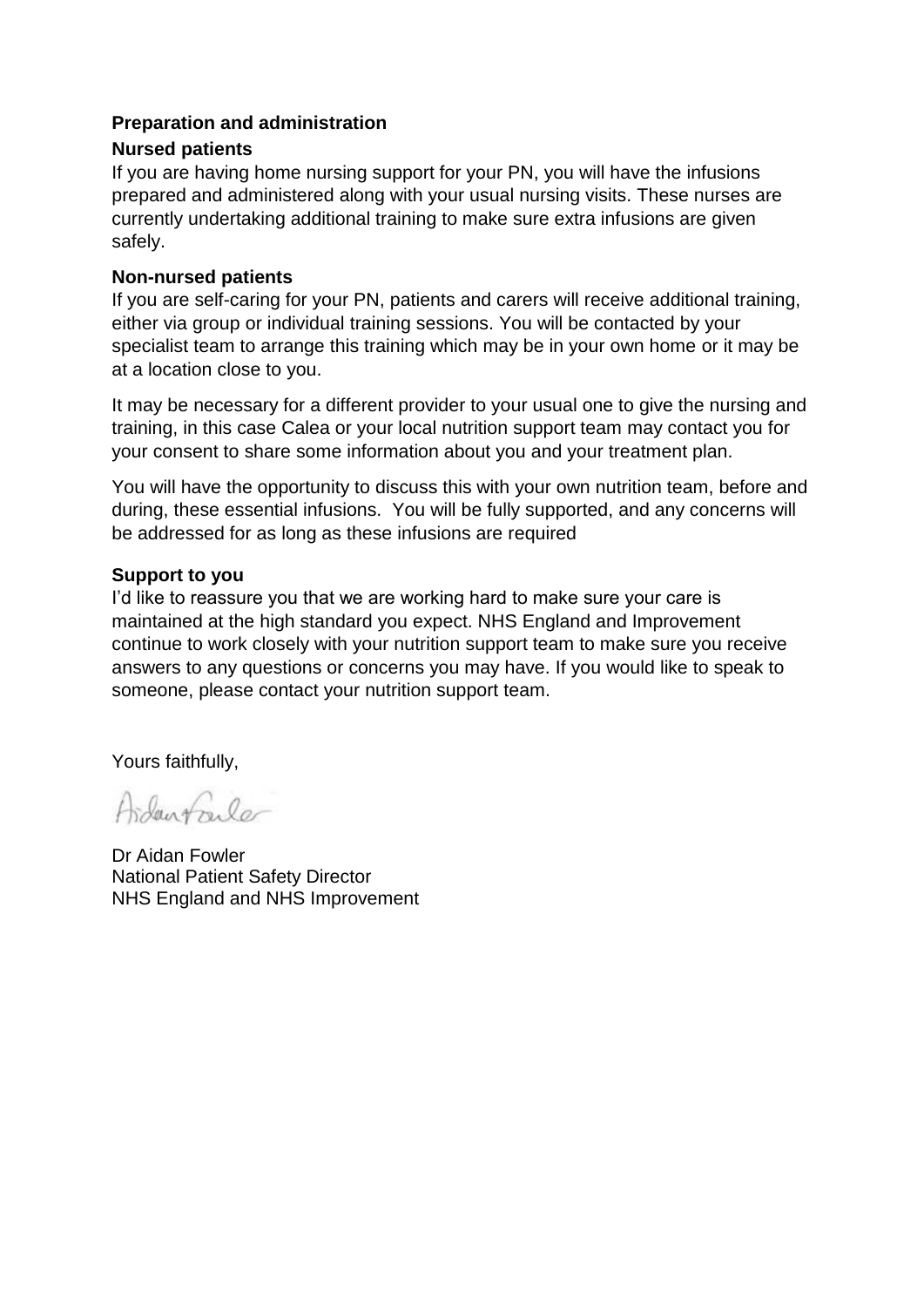**Preparation and administration**

**Nursed patients**

If you are having home nursing support for your PN, you will have the infusions prepared and administered along with your usual nursing visits. These nurses are currently undertaking additional training to make sure extra infusions are given safely.

**Non-nursed patients**

If you are self-caring for your PN, patients and carers will receive additional training, either via group or individual training sessions. You will be contacted by your specialist team to arrange this training which may be in your own home or it may be at a location close to you.

It may be necessary for a different provider to your usual one to give the nursing and training, in this case Calea or your local nutrition support team may contact you for your consent to share some information about you and your treatment plan.

You will have the opportunity to discuss this with your own nutrition team, before and during, these essential infusions. You will be fully supported, and any concerns will be addressed for as long as these infusions are required

**Support to you**

I'd like to reassure you that we are working hard to make sure your care is maintained at the high standard you expect. NHS England and Improvement continue to work closely with your nutrition support team to make sure you receive answers to any questions or concerns you may have. If you would like to speak to someone, please contact your nutrition support team.

Yours faithfully,

Aidan Fowler

Dr Aidan Fowler
National Patient Safety Director
NHS England and NHS Improvement